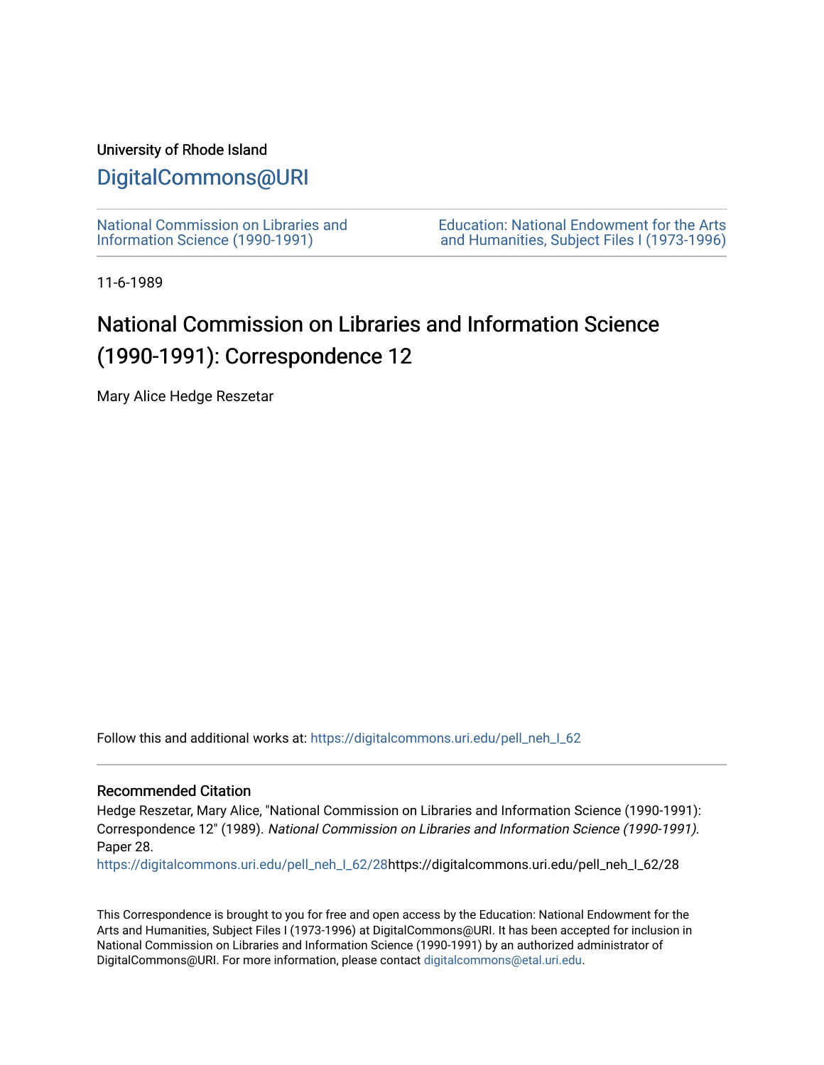University of Rhode Island

# DigitalCommons@URI

National Commission on Libraries and Information Science (1990-1991)

Education: National Endowment for the Arts and Humanities, Subject Files I (1973-1996)

11-6-1989

# National Commission on Libraries and Information Science (1990-1991): Correspondence 12

Mary Alice Hedge Reszetar

Follow this and additional works at: https://digitalcommons.uri.edu/pell_neh_I_62

## Recommended Citation

Hedge Reszetar, Mary Alice, "National Commission on Libraries and Information Science (1990-1991): Correspondence 12" (1989). *National Commission on Libraries and Information Science (1990-1991).* Paper 28.
https://digitalcommons.uri.edu/pell_neh_I_62/28https://digitalcommons.uri.edu/pell_neh_I_62/28

This Correspondence is brought to you for free and open access by the Education: National Endowment for the Arts and Humanities, Subject Files I (1973-1996) at DigitalCommons@URI. It has been accepted for inclusion in National Commission on Libraries and Information Science (1990-1991) by an authorized administrator of DigitalCommons@URI. For more information, please contact digitalcommons@etal.uri.edu.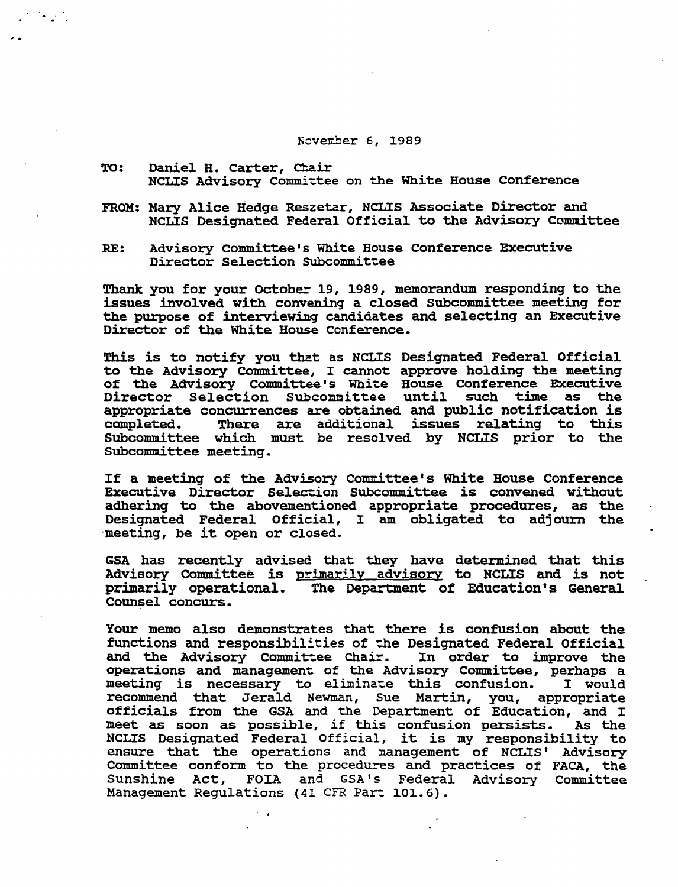November 6, 1989

**TO:** Daniel H. Carter, Chair
NCLIS Advisory Committee on the White House Conference

**FROM:** Mary Alice Hedge Reszetar, NCLIS Associate Director and
NCLIS Designated Federal Official to the Advisory Committee

**RE:** Advisory Committee's White House Conference Executive Director Selection Subcommittee

Thank you for your October 19, 1989, memorandum responding to the issues involved with convening a closed Subcommittee meeting for the purpose of interviewing candidates and selecting an Executive Director of the White House Conference.

This is to notify you that as NCLIS Designated Federal Official to the Advisory Committee, I cannot approve holding the meeting of the Advisory Committee's White House Conference Executive Director Selection Subcommittee until such time as the appropriate concurrences are obtained and public notification is completed. There are additional issues relating to this Subcommittee which must be resolved by NCLIS prior to the Subcommittee meeting.

If a meeting of the Advisory Committee's White House Conference Executive Director Selection Subcommittee is convened without adhering to the abovementioned appropriate procedures, as the Designated Federal Official, I am obligated to adjourn the meeting, be it open or closed.

GSA has recently advised that they have determined that this Advisory Committee is primarily advisory to NCLIS and is not primarily operational. The Department of Education's General Counsel concurs.

Your memo also demonstrates that there is confusion about the functions and responsibilities of the Designated Federal Official and the Advisory Committee Chair. In order to improve the operations and management of the Advisory Committee, perhaps a meeting is necessary to eliminate this confusion. I would recommend that Jerald Newman, Sue Martin, you, appropriate officials from the GSA and the Department of Education, and I meet as soon as possible, if this confusion persists. As the NCLIS Designated Federal Official, it is my responsibility to ensure that the operations and management of NCLIS' Advisory Committee conform to the procedures and practices of FACA, the Sunshine Act, FOIA and GSA's Federal Advisory Committee Management Regulations (41 CFR Part 101.6).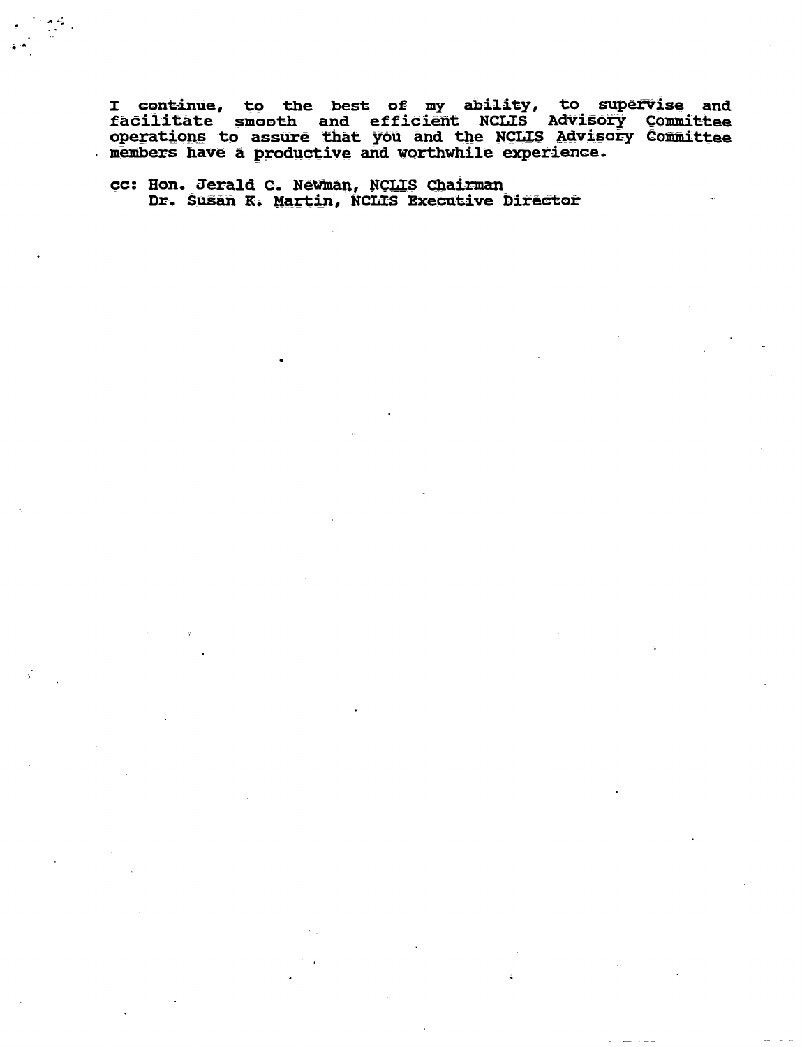I continue, to the best of my ability, to supervise and facilitate smooth and efficient NCLIS Advisory Committee operations to assure that you and the NCLIS Advisory Committee members have a productive and worthwhile experience.

cc: Hon. Jerald C. Newman, NCLIS Chairman
Dr. Susan K. Martin, NCLIS Executive Director